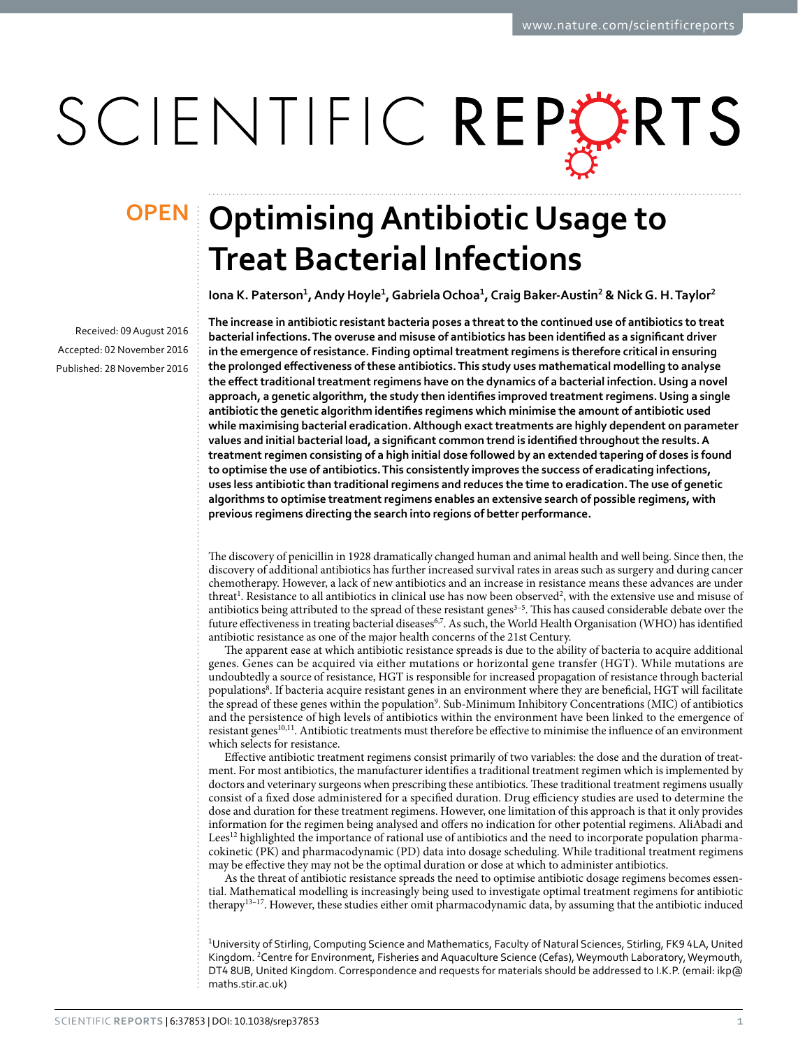# Optimising Antibiotic Usage to Treat Bacterial Infections

**Iona K. Paterson[1], Andy Hoyle[1], Gabriela Ochoa[1], Craig Baker-Austin[2] & Nick G. H. Taylor[2]**

Received: 09 August 2016

Accepted: 02 November 2016

Published: 28 November 2016

**The increase in antibiotic resistant bacteria poses a threat to the continued use of antibiotics to treat bacterial infections. The overuse and misuse of antibiotics has been identified as a significant driver in the emergence of resistance. Finding optimal treatment regimens is therefore critical in ensuring the prolonged effectiveness of these antibiotics. This study uses mathematical modelling to analyse the effect traditional treatment regimens have on the dynamics of a bacterial infection. Using a novel approach, a genetic algorithm, the study then identifies improved treatment regimens. Using a single antibiotic the genetic algorithm identifies regimens which minimise the amount of antibiotic used while maximising bacterial eradication. Although exact treatments are highly dependent on parameter values and initial bacterial load, a significant common trend is identified throughout the results. A treatment regimen consisting of a high initial dose followed by an extended tapering of doses is found to optimise the use of antibiotics. This consistently improves the success of eradicating infections, uses less antibiotic than traditional regimens and reduces the time to eradication. The use of genetic algorithms to optimise treatment regimens enables an extensive search of possible regimens, with previous regimens directing the search into regions of better performance.**

The discovery of penicillin in 1928 dramatically changed human and animal health and well being. Since then, the discovery of additional antibiotics has further increased survival rates in areas such as surgery and during cancer chemotherapy. However, a lack of new antibiotics and an increase in resistance means these advances are under threat[1]. Resistance to all antibiotics in clinical use has now been observed[2], with the extensive use and misuse of antibiotics being attributed to the spread of these resistant genes[3–5]. This has caused considerable debate over the future effectiveness in treating bacterial diseases[6,7]. As such, the World Health Organisation (WHO) has identified antibiotic resistance as one of the major health concerns of the 21st Century.

The apparent ease at which antibiotic resistance spreads is due to the ability of bacteria to acquire additional genes. Genes can be acquired via either mutations or horizontal gene transfer (HGT). While mutations are undoubtedly a source of resistance, HGT is responsible for increased propagation of resistance through bacterial populations[8]. If bacteria acquire resistant genes in an environment where they are beneficial, HGT will facilitate the spread of these genes within the population[9]. Sub-Minimum Inhibitory Concentrations (MIC) of antibiotics and the persistence of high levels of antibiotics within the environment have been linked to the emergence of resistant genes[10,11]. Antibiotic treatments must therefore be effective to minimise the influence of an environment which selects for resistance.

Effective antibiotic treatment regimens consist primarily of two variables: the dose and the duration of treatment. For most antibiotics, the manufacturer identifies a traditional treatment regimen which is implemented by doctors and veterinary surgeons when prescribing these antibiotics. These traditional treatment regimens usually consist of a fixed dose administered for a specified duration. Drug efficiency studies are used to determine the dose and duration for these treatment regimens. However, one limitation of this approach is that it only provides information for the regimen being analysed and offers no indication for other potential regimens. AliAbadi and Lees[12] highlighted the importance of rational use of antibiotics and the need to incorporate population pharmacokinetic (PK) and pharmacodynamic (PD) data into dosage scheduling. While traditional treatment regimens may be effective they may not be the optimal duration or dose at which to administer antibiotics.

As the threat of antibiotic resistance spreads the need to optimise antibiotic dosage regimens becomes essential. Mathematical modelling is increasingly being used to investigate optimal treatment regimens for antibiotic therapy[13–17]. However, these studies either omit pharmacodynamic data, by assuming that the antibiotic induced

[1]University of Stirling, Computing Science and Mathematics, Faculty of Natural Sciences, Stirling, FK9 4LA, United Kingdom. [2]Centre for Environment, Fisheries and Aquaculture Science (Cefas), Weymouth Laboratory, Weymouth, DT4 8UB, United Kingdom. Correspondence and requests for materials should be addressed to I.K.P. (email: ikp@maths.stir.ac.uk)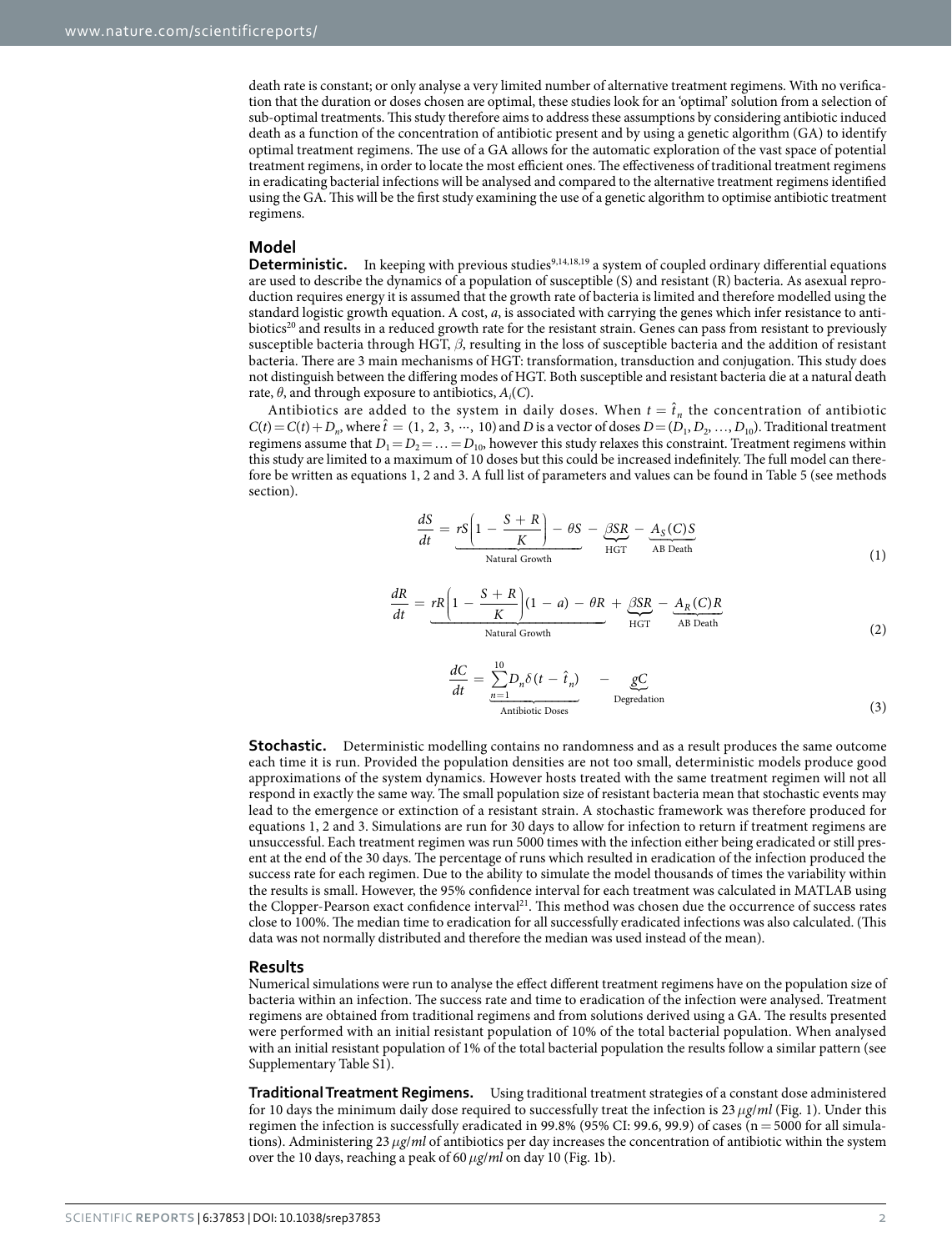death rate is constant; or only analyse a very limited number of alternative treatment regimens. With no verification that the duration or doses chosen are optimal, these studies look for an 'optimal' solution from a selection of sub-optimal treatments. This study therefore aims to address these assumptions by considering antibiotic induced death as a function of the concentration of antibiotic present and by using a genetic algorithm (GA) to identify optimal treatment regimens. The use of a GA allows for the automatic exploration of the vast space of potential treatment regimens, in order to locate the most efficient ones. The effectiveness of traditional treatment regimens in eradicating bacterial infections will be analysed and compared to the alternative treatment regimens identified using the GA. This will be the first study examining the use of a genetic algorithm to optimise antibiotic treatment regimens.

## Model

**Deterministic.** In keeping with previous studies[9,14,18,19] a system of coupled ordinary differential equations are used to describe the dynamics of a population of susceptible (S) and resistant (R) bacteria. As asexual reproduction requires energy it is assumed that the growth rate of bacteria is limited and therefore modelled using the standard logistic growth equation. A cost, $a$, is associated with carrying the genes which infer resistance to antibiotics[20] and results in a reduced growth rate for the resistant strain. Genes can pass from resistant to previously susceptible bacteria through HGT, $\beta$, resulting in the loss of susceptible bacteria and the addition of resistant bacteria. There are 3 main mechanisms of HGT: transformation, transduction and conjugation. This study does not distinguish between the differing modes of HGT. Both susceptible and resistant bacteria die at a natural death rate, $\theta$, and through exposure to antibiotics, $A_i(C)$.

Antibiotics are added to the system in daily doses. When $t = \hat{t}_n$ the concentration of antibiotic $C(t) = C(t) + D_n$, where $\hat{t} = (1, 2, 3, \cdots, 10)$ and $D$ is a vector of doses $D = (D_1, D_2, \ldots, D_{10})$. Traditional treatment regimens assume that $D_1 = D_2 = \ldots = D_{10}$, however this study relaxes this constraint. Treatment regimens within this study are limited to a maximum of 10 doses but this could be increased indefinitely. The full model can therefore be written as equations 1, 2 and 3. A full list of parameters and values can be found in Table 5 (see methods section).

$$\frac{dS}{dt} = \underbrace{rS\left(1 - \frac{S+R}{K}\right) - \theta S}_{\text{Natural Growth}} - \underbrace{\beta SR}_{\text{HGT}} - \underbrace{A_S(C)S}_{\text{AB Death}} \tag{1}$$

$$\frac{dR}{dt} = \underbrace{rR\left(1 - \frac{S+R}{K}\right)(1-a) - \theta R}_{\text{Natural Growth}} + \underbrace{\beta SR}_{\text{HGT}} - \underbrace{A_R(C)R}_{\text{AB Death}} \tag{2}$$

$$\frac{dC}{dt} = \underbrace{\sum_{n=1}^{10} D_n \delta(t - \hat{t}_n)}_{\text{Antibiotic Doses}} - \underbrace{gC}_{\text{Degredation}} \tag{3}$$

**Stochastic.** Deterministic modelling contains no randomness and as a result produces the same outcome each time it is run. Provided the population densities are not too small, deterministic models produce good approximations of the system dynamics. However hosts treated with the same treatment regimen will not all respond in exactly the same way. The small population size of resistant bacteria mean that stochastic events may lead to the emergence or extinction of a resistant strain. A stochastic framework was therefore produced for equations 1, 2 and 3. Simulations are run for 30 days to allow for infection to return if treatment regimens are unsuccessful. Each treatment regimen was run 5000 times with the infection either being eradicated or still present at the end of the 30 days. The percentage of runs which resulted in eradication of the infection produced the success rate for each regimen. Due to the ability to simulate the model thousands of times the variability within the results is small. However, the 95% confidence interval for each treatment was calculated in MATLAB using the Clopper-Pearson exact confidence interval[21]. This method was chosen due the occurrence of success rates close to 100%. The median time to eradication for all successfully eradicated infections was also calculated. (This data was not normally distributed and therefore the median was used instead of the mean).

## Results

Numerical simulations were run to analyse the effect different treatment regimens have on the population size of bacteria within an infection. The success rate and time to eradication of the infection were analysed. Treatment regimens are obtained from traditional regimens and from solutions derived using a GA. The results presented were performed with an initial resistant population of 10% of the total bacterial population. When analysed with an initial resistant population of 1% of the total bacterial population the results follow a similar pattern (see Supplementary Table S1).

**Traditional Treatment Regimens.** Using traditional treatment strategies of a constant dose administered for 10 days the minimum daily dose required to successfully treat the infection is 23 $\mu g/ml$ (Fig. 1). Under this regimen the infection is successfully eradicated in 99.8% (95% CI: 99.6, 99.9) of cases (n = 5000 for all simulations). Administering 23 $\mu g/ml$ of antibiotics per day increases the concentration of antibiotic within the system over the 10 days, reaching a peak of 60 $\mu g/ml$ on day 10 (Fig. 1b).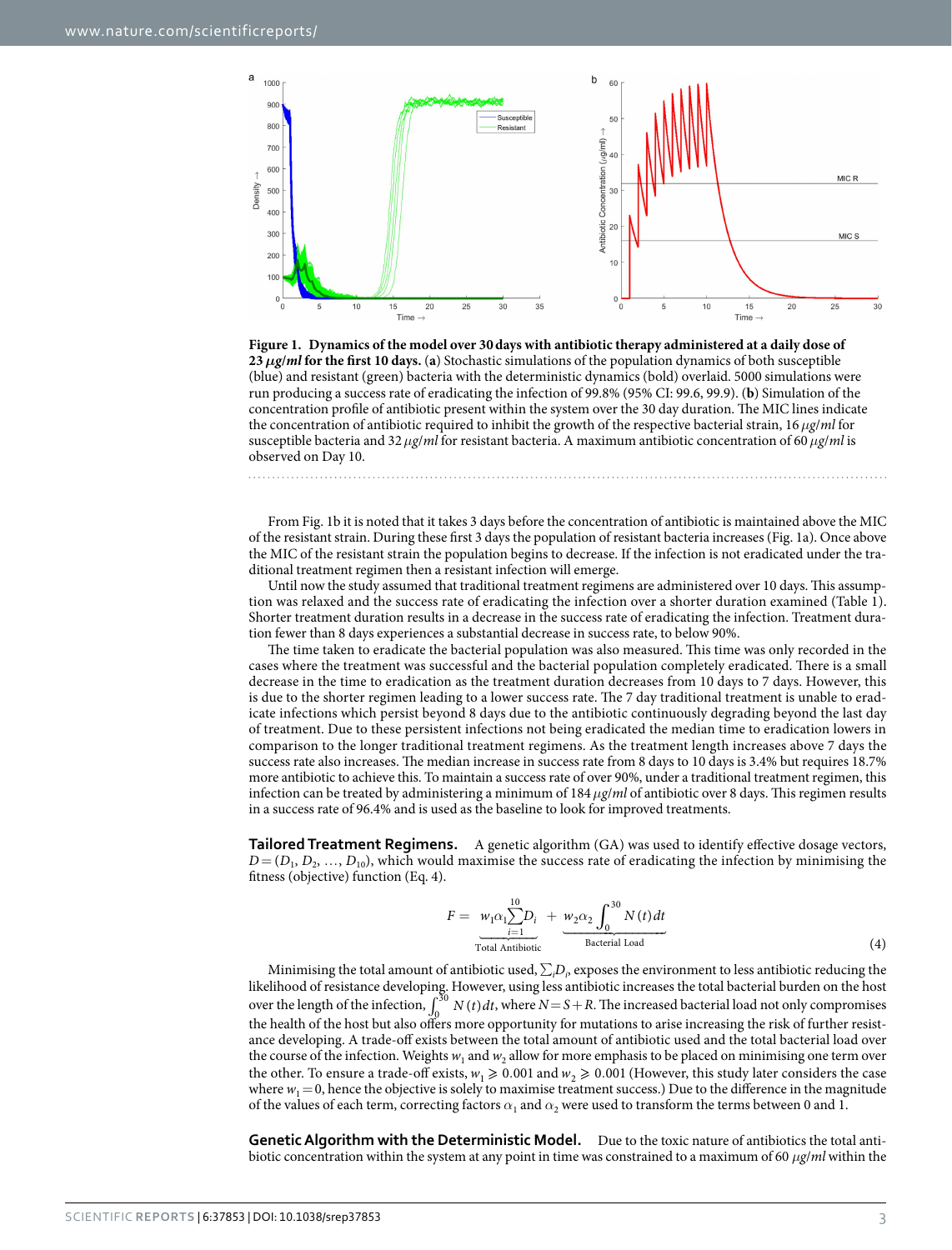**Figure 1. Dynamics of the model over 30 days with antibiotic therapy administered at a daily dose of 23 $\mu g/ml$ for the first 10 days.** (**a**) Stochastic simulations of the population dynamics of both susceptible (blue) and resistant (green) bacteria with the deterministic dynamics (bold) overlaid. 5000 simulations were run producing a success rate of eradicating the infection of 99.8% (95% CI: 99.6, 99.9). (**b**) Simulation of the concentration profile of antibiotic present within the system over the 30 day duration. The MIC lines indicate the concentration of antibiotic required to inhibit the growth of the respective bacterial strain, 16 $\mu g/ml$ for susceptible bacteria and 32 $\mu g/ml$ for resistant bacteria. A maximum antibiotic concentration of 60 $\mu g/ml$ is observed on Day 10.

From Fig. 1b it is noted that it takes 3 days before the concentration of antibiotic is maintained above the MIC of the resistant strain. During these first 3 days the population of resistant bacteria increases (Fig. 1a). Once above the MIC of the resistant strain the population begins to decrease. If the infection is not eradicated under the traditional treatment regimen then a resistant infection will emerge.

Until now the study assumed that traditional treatment regimens are administered over 10 days. This assumption was relaxed and the success rate of eradicating the infection over a shorter duration examined (Table 1). Shorter treatment duration results in a decrease in the success rate of eradicating the infection. Treatment duration fewer than 8 days experiences a substantial decrease in success rate, to below 90%.

The time taken to eradicate the bacterial population was also measured. This time was only recorded in the cases where the treatment was successful and the bacterial population completely eradicated. There is a small decrease in the time to eradication as the treatment duration decreases from 10 days to 7 days. However, this is due to the shorter regimen leading to a lower success rate. The 7 day traditional treatment is unable to eradicate infections which persist beyond 8 days due to the antibiotic continuously degrading beyond the last day of treatment. Due to these persistent infections not being eradicated the median time to eradication lowers in comparison to the longer traditional treatment regimens. As the treatment length increases above 7 days the success rate also increases. The median increase in success rate from 8 days to 10 days is 3.4% but requires 18.7% more antibiotic to achieve this. To maintain a success rate of over 90%, under a traditional treatment regimen, this infection can be treated by administering a minimum of 184 $\mu g/ml$ of antibiotic over 8 days. This regimen results in a success rate of 96.4% and is used as the baseline to look for improved treatments.

## Tailored Treatment Regimens.

A genetic algorithm (GA) was used to identify effective dosage vectors, $D = (D_1, D_2, \ldots, D_{10})$, which would maximise the success rate of eradicating the infection by minimising the fitness (objective) function (Eq. 4).

$$F = \underbrace{w_1\alpha_1\sum_{i=1}^{10} D_i}_{\text{Total Antibiotic}} + \underbrace{w_2\alpha_2\int_0^{30} N(t)\,dt}_{\text{Bacterial Load}} \tag{4}$$

Minimising the total amount of antibiotic used, $\sum_i D_i$, exposes the environment to less antibiotic reducing the likelihood of resistance developing. However, using less antibiotic increases the total bacterial burden on the host over the length of the infection, $\int_0^{30} N(t)\,dt$, where $N = S + R$. The increased bacterial load not only compromises the health of the host but also offers more opportunity for mutations to arise increasing the risk of further resistance developing. A trade-off exists between the total amount of antibiotic used and the total bacterial load over the course of the infection. Weights $w_1$ and $w_2$ allow for more emphasis to be placed on minimising one term over the other. To ensure a trade-off exists, $w_1 \geqslant 0.001$ and $w_2 \geqslant 0.001$ (However, this study later considers the case where $w_1 = 0$, hence the objective is solely to maximise treatment success.) Due to the difference in the magnitude of the values of each term, correcting factors $\alpha_1$ and $\alpha_2$ were used to transform the terms between 0 and 1.

## Genetic Algorithm with the Deterministic Model.

Due to the toxic nature of antibiotics the total antibiotic concentration within the system at any point in time was constrained to a maximum of 60 $\mu g/ml$ within the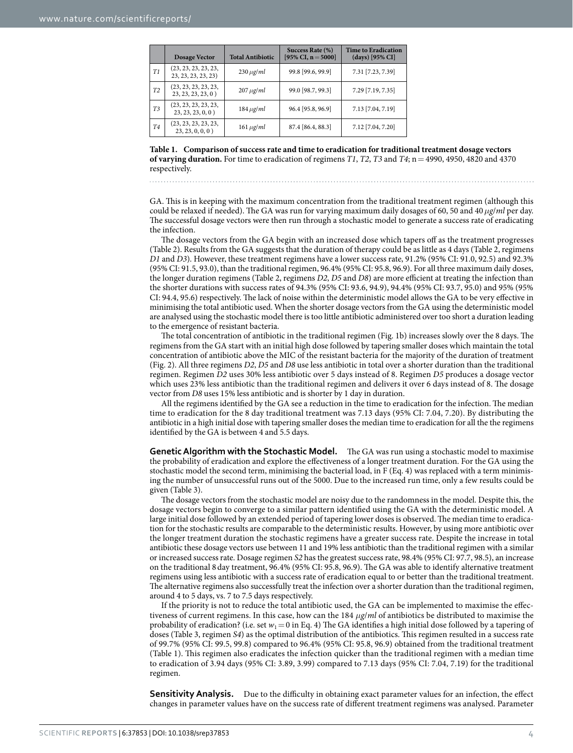| | Dosage Vector | Total Antibiotic | Success Rate (%) [95% CI, n = 5000] | Time to Eradication (days) [95% CI] |
|---|---|---|---|---|
| *T1* | (23, 23, 23, 23, 23, 23, 23, 23, 23, 23) | 230 $\mu g/ml$ | 99.8 [99.6, 99.9] | 7.31 [7.23, 7.39] |
| *T2* | (23, 23, 23, 23, 23, 23, 23, 23, 23, 0 ) | 207 $\mu g/ml$ | 99.0 [98.7, 99.3] | 7.29 [7.19, 7.35] |
| *T3* | (23, 23, 23, 23, 23, 23, 23, 23, 0, 0 ) | 184 $\mu g/ml$ | 96.4 [95.8, 96.9] | 7.13 [7.04, 7.19] |
| *T4* | (23, 23, 23, 23, 23, 23, 23, 0, 0, 0 ) | 161 $\mu g/ml$ | 87.4 [86.4, 88.3] | 7.12 [7.04, 7.20] |

**Table 1. Comparison of success rate and time to eradication for traditional treatment dosage vectors of varying duration.** For time to eradication of regimens *T1*, *T2*, *T3* and *T4*; n = 4990, 4950, 4820 and 4370 respectively.

GA. This is in keeping with the maximum concentration from the traditional treatment regimen (although this could be relaxed if needed). The GA was run for varying maximum daily dosages of 60, 50 and 40 $\mu g/ml$ per day. The successful dosage vectors were then run through a stochastic model to generate a success rate of eradicating the infection.

The dosage vectors from the GA begin with an increased dose which tapers off as the treatment progresses (Table 2). Results from the GA suggests that the duration of therapy could be as little as 4 days (Table 2, regimens *D1* and *D3*). However, these treatment regimens have a lower success rate, 91.2% (95% CI: 91.0, 92.5) and 92.3% (95% CI: 91.5, 93.0), than the traditional regimen, 96.4% (95% CI: 95.8, 96.9). For all three maximum daily doses, the longer duration regimens (Table 2, regimens *D2*, *D5* and *D8*) are more efficient at treating the infection than the shorter durations with success rates of 94.3% (95% CI: 93.6, 94.9), 94.4% (95% CI: 93.7, 95.0) and 95% (95% CI: 94.4, 95.6) respectively. The lack of noise within the deterministic model allows the GA to be very effective in minimising the total antibiotic used. When the shorter dosage vectors from the GA using the deterministic model are analysed using the stochastic model there is too little antibiotic administered over too short a duration leading to the emergence of resistant bacteria.

The total concentration of antibiotic in the traditional regimen (Fig. 1b) increases slowly over the 8 days. The regimens from the GA start with an initial high dose followed by tapering smaller doses which maintain the total concentration of antibiotic above the MIC of the resistant bacteria for the majority of the duration of treatment (Fig. 2). All three regimens *D2*, *D5* and *D8* use less antibiotic in total over a shorter duration than the traditional regimen. Regimen *D2* uses 30% less antibiotic over 5 days instead of 8. Regimen *D5* produces a dosage vector which uses 23% less antibiotic than the traditional regimen and delivers it over 6 days instead of 8. The dosage vector from *D8* uses 15% less antibiotic and is shorter by 1 day in duration.

All the regimens identified by the GA see a reduction in the time to eradication for the infection. The median time to eradication for the 8 day traditional treatment was 7.13 days (95% CI: 7.04, 7.20). By distributing the antibiotic in a high initial dose with tapering smaller doses the median time to eradication for all the the regimens identified by the GA is between 4 and 5.5 days.

**Genetic Algorithm with the Stochastic Model.** The GA was run using a stochastic model to maximise the probability of eradication and explore the effectiveness of a longer treatment duration. For the GA using the stochastic model the second term, minimising the bacterial load, in F (Eq. 4) was replaced with a term minimising the number of unsuccessful runs out of the 5000. Due to the increased run time, only a few results could be given (Table 3).

The dosage vectors from the stochastic model are noisy due to the randomness in the model. Despite this, the dosage vectors begin to converge to a similar pattern identified using the GA with the deterministic model. A large initial dose followed by an extended period of tapering lower doses is observed. The median time to eradication for the stochastic results are comparable to the deterministic results. However, by using more antibiotic over the longer treatment duration the stochastic regimens have a greater success rate. Despite the increase in total antibiotic these dosage vectors use between 11 and 19% less antibiotic than the traditional regimen with a similar or increased success rate. Dosage regimen *S2* has the greatest success rate, 98.4% (95% CI: 97.7, 98.5), an increase on the traditional 8 day treatment, 96.4% (95% CI: 95.8, 96.9). The GA was able to identify alternative treatment regimens using less antibiotic with a success rate of eradication equal to or better than the traditional treatment. The alternative regimens also successfully treat the infection over a shorter duration than the traditional regimen, around 4 to 5 days, vs. 7 to 7.5 days respectively.

If the priority is not to reduce the total antibiotic used, the GA can be implemented to maximise the effectiveness of current regimens. In this case, how can the 184 $\mu g/ml$ of antibiotics be distributed to maximise the probability of eradication? (i.e. set $w_1 = 0$ in Eq. 4) The GA identifies a high initial dose followed by a tapering of doses (Table 3, regimen *S4*) as the optimal distribution of the antibiotics. This regimen resulted in a success rate of 99.7% (95% CI: 99.5, 99.8) compared to 96.4% (95% CI: 95.8, 96.9) obtained from the traditional treatment (Table 1). This regimen also eradicates the infection quicker than the traditional regimen with a median time to eradication of 3.94 days (95% CI: 3.89, 3.99) compared to 7.13 days (95% CI: 7.04, 7.19) for the traditional regimen.

**Sensitivity Analysis.** Due to the difficulty in obtaining exact parameter values for an infection, the effect changes in parameter values have on the success rate of different treatment regimens was analysed. Parameter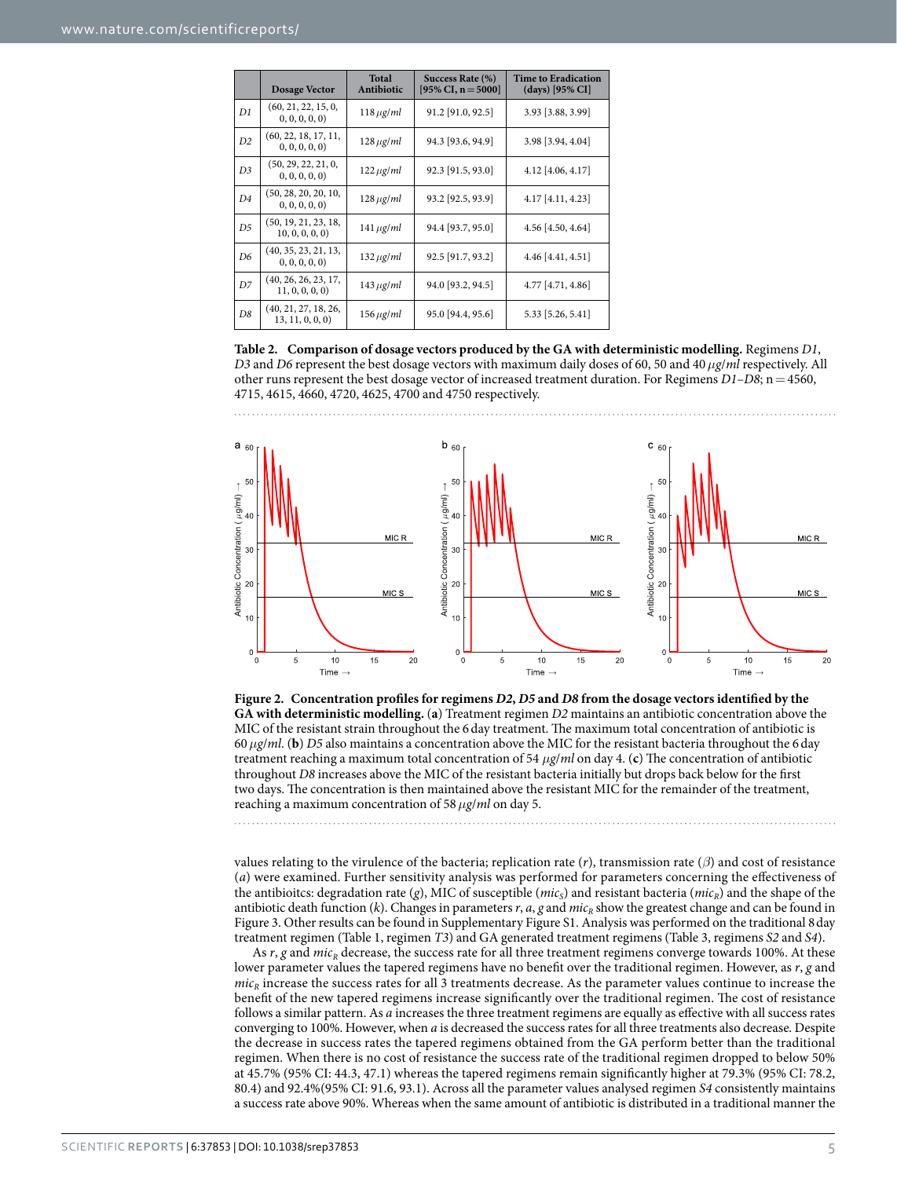| | Dosage Vector | Total Antibiotic | Success Rate (%) [95% CI, n = 5000] | Time to Eradication (days) [95% CI] |
|---|---|---|---|---|
| *D1* | (60, 21, 22, 15, 0, 0, 0, 0, 0, 0) | 118 $\mu g/ml$ | 91.2 [91.0, 92.5] | 3.93 [3.88, 3.99] |
| *D2* | (60, 22, 18, 17, 11, 0, 0, 0, 0, 0) | 128 $\mu g/ml$ | 94.3 [93.6, 94.9] | 3.98 [3.94, 4.04] |
| *D3* | (50, 29, 22, 21, 0, 0, 0, 0, 0, 0) | 122 $\mu g/ml$ | 92.3 [91.5, 93.0] | 4.12 [4.06, 4.17] |
| *D4* | (50, 28, 20, 20, 10, 0, 0, 0, 0, 0) | 128 $\mu g/ml$ | 93.2 [92.5, 93.9] | 4.17 [4.11, 4.23] |
| *D5* | (50, 19, 21, 23, 18, 10, 0, 0, 0, 0) | 141 $\mu g/ml$ | 94.4 [93.7, 95.0] | 4.56 [4.50, 4.64] |
| *D6* | (40, 35, 23, 21, 13, 0, 0, 0, 0, 0) | 132 $\mu g/ml$ | 92.5 [91.7, 93.2] | 4.46 [4.41, 4.51] |
| *D7* | (40, 26, 26, 23, 17, 11, 0, 0, 0, 0) | 143 $\mu g/ml$ | 94.0 [93.2, 94.5] | 4.77 [4.71, 4.86] |
| *D8* | (40, 21, 27, 18, 26, 13, 11, 0, 0, 0) | 156 $\mu g/ml$ | 95.0 [94.4, 95.6] | 5.33 [5.26, 5.41] |

**Table 2. Comparison of dosage vectors produced by the GA with deterministic modelling.** Regimens *D1*, *D3* and *D6* represent the best dosage vectors with maximum daily doses of 60, 50 and 40 $\mu g/ml$ respectively. All other runs represent the best dosage vector of increased treatment duration. For Regimens *D1*–*D8*; n = 4560, 4715, 4615, 4660, 4720, 4625, 4700 and 4750 respectively.

**Figure 2. Concentration profiles for regimens *D2*, *D5* and *D8* from the dosage vectors identified by the GA with deterministic modelling.** (**a**) Treatment regimen *D2* maintains an antibiotic concentration above the MIC of the resistant strain throughout the 6 day treatment. The maximum total concentration of antibiotic is 60 $\mu g/ml$. (**b**) *D5* also maintains a concentration above the MIC for the resistant bacteria throughout the 6 day treatment reaching a maximum total concentration of 54 $\mu g/ml$ on day 4. (**c**) The concentration of antibiotic throughout *D8* increases above the MIC of the resistant bacteria initially but drops back below for the first two days. The concentration is then maintained above the resistant MIC for the remainder of the treatment, reaching a maximum concentration of 58 $\mu g/ml$ on day 5.

values relating to the virulence of the bacteria; replication rate ($r$), transmission rate ($\beta$) and cost of resistance ($a$) were examined. Further sensitivity analysis was performed for parameters concerning the effectiveness of the antibioitcs: degradation rate ($g$), MIC of susceptible ($mic_S$) and resistant bacteria ($mic_R$) and the shape of the antibiotic death function ($k$). Changes in parameters $r$, $a$, $g$ and $mic_R$ show the greatest change and can be found in Figure 3. Other results can be found in Supplementary Figure S1. Analysis was performed on the traditional 8 day treatment regimen (Table 1, regimen *T3*) and GA generated treatment regimens (Table 3, regimens *S2* and *S4*).

As $r$, $g$ and $mic_R$ decrease, the success rate for all three treatment regimens converge towards 100%. At these lower parameter values the tapered regimens have no benefit over the traditional regimen. However, as $r$, $g$ and $mic_R$ increase the success rates for all 3 treatments decrease. As the parameter values continue to increase the benefit of the new tapered regimens increase significantly over the traditional regimen. The cost of resistance follows a similar pattern. As $a$ increases the three treatment regimens are equally as effective with all success rates converging to 100%. However, when $a$ is decreased the success rates for all three treatments also decrease. Despite the decrease in success rates the tapered regimens obtained from the GA perform better than the traditional regimen. When there is no cost of resistance the success rate of the traditional regimen dropped to below 50% at 45.7% (95% CI: 44.3, 47.1) whereas the tapered regimens remain significantly higher at 79.3% (95% CI: 78.2, 80.4) and 92.4%(95% CI: 91.6, 93.1). Across all the parameter values analysed regimen *S4* consistently maintains a success rate above 90%. Whereas when the same amount of antibiotic is distributed in a traditional manner the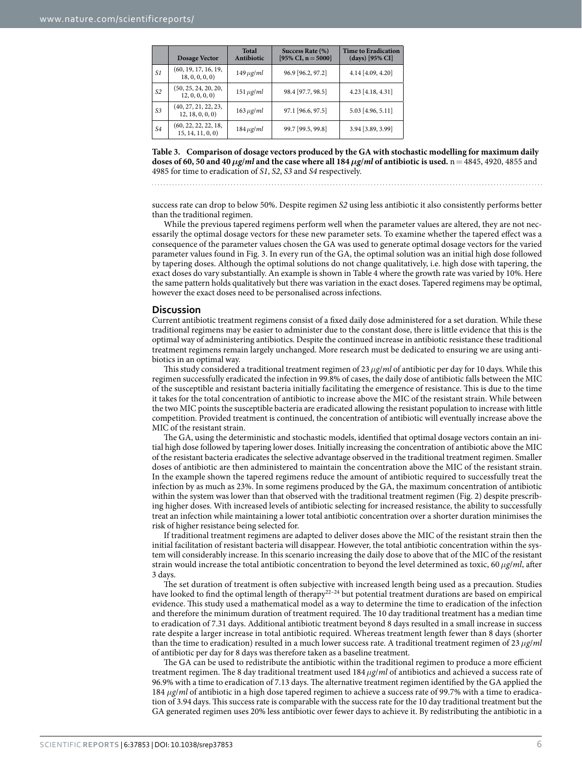| | Dosage Vector | Total Antibiotic | Success Rate (%) [95% CI, n = 5000] | Time to Eradication (days) [95% CI] |
|---|---|---|---|---|
| *S1* | (60, 19, 17, 16, 19, 18, 0, 0, 0, 0) | 149 $\mu g/ml$ | 96.9 [96.2, 97.2] | 4.14 [4.09, 4.20] |
| *S2* | (50, 25, 24, 20, 20, 12, 0, 0, 0, 0) | 151 $\mu g/ml$ | 98.4 [97.7, 98.5] | 4.23 [4.18, 4.31] |
| *S3* | (40, 27, 21, 22, 23, 12, 18, 0, 0, 0) | 163 $\mu g/ml$ | 97.1 [96.6, 97.5] | 5.03 [4.96, 5.11] |
| *S4* | (60, 22, 22, 22, 18, 15, 14, 11, 0, 0) | 184 $\mu g/ml$ | 99.7 [99.5, 99.8] | 3.94 [3.89, 3.99] |

**Table 3. Comparison of dosage vectors produced by the GA with stochastic modelling for maximum daily doses of 60, 50 and 40 $\mu g/ml$ and the case where all 184 $\mu g/ml$ of antibiotic is used.** n = 4845, 4920, 4855 and 4985 for time to eradication of *S1*, *S2*, *S3* and *S4* respectively.

success rate can drop to below 50%. Despite regimen *S2* using less antibiotic it also consistently performs better than the traditional regimen.

While the previous tapered regimens perform well when the parameter values are altered, they are not necessarily the optimal dosage vectors for these new parameter sets. To examine whether the tapered effect was a consequence of the parameter values chosen the GA was used to generate optimal dosage vectors for the varied parameter values found in Fig. 3. In every run of the GA, the optimal solution was an initial high dose followed by tapering doses. Although the optimal solutions do not change qualitatively, i.e. high dose with tapering, the exact doses do vary substantially. An example is shown in Table 4 where the growth rate was varied by 10%. Here the same pattern holds qualitatively but there was variation in the exact doses. Tapered regimens may be optimal, however the exact doses need to be personalised across infections.

## Discussion

Current antibiotic treatment regimens consist of a fixed daily dose administered for a set duration. While these traditional regimens may be easier to administer due to the constant dose, there is little evidence that this is the optimal way of administering antibiotics. Despite the continued increase in antibiotic resistance these traditional treatment regimens remain largely unchanged. More research must be dedicated to ensuring we are using antibiotics in an optimal way.

This study considered a traditional treatment regimen of 23 $\mu g/ml$ of antibiotic per day for 10 days. While this regimen successfully eradicated the infection in 99.8% of cases, the daily dose of antibiotic falls between the MIC of the susceptible and resistant bacteria initially facilitating the emergence of resistance. This is due to the time it takes for the total concentration of antibiotic to increase above the MIC of the resistant strain. While between the two MIC points the susceptible bacteria are eradicated allowing the resistant population to increase with little competition. Provided treatment is continued, the concentration of antibiotic will eventually increase above the MIC of the resistant strain.

The GA, using the deterministic and stochastic models, identified that optimal dosage vectors contain an initial high dose followed by tapering lower doses. Initially increasing the concentration of antibiotic above the MIC of the resistant bacteria eradicates the selective advantage observed in the traditional treatment regimen. Smaller doses of antibiotic are then administered to maintain the concentration above the MIC of the resistant strain. In the example shown the tapered regimens reduce the amount of antibiotic required to successfully treat the infection by as much as 23%. In some regimens produced by the GA, the maximum concentration of antibiotic within the system was lower than that observed with the traditional treatment regimen (Fig. 2) despite prescribing higher doses. With increased levels of antibiotic selecting for increased resistance, the ability to successfully treat an infection while maintaining a lower total antibiotic concentration over a shorter duration minimises the risk of higher resistance being selected for.

If traditional treatment regimens are adapted to deliver doses above the MIC of the resistant strain then the initial facilitation of resistant bacteria will disappear. However, the total antibiotic concentration within the system will considerably increase. In this scenario increasing the daily dose to above that of the MIC of the resistant strain would increase the total antibiotic concentration to beyond the level determined as toxic, 60 $\mu g/ml$, after 3 days.

The set duration of treatment is often subjective with increased length being used as a precaution. Studies have looked to find the optimal length of therapy[22–24] but potential treatment durations are based on empirical evidence. This study used a mathematical model as a way to determine the time to eradication of the infection and therefore the minimum duration of treatment required. The 10 day traditional treatment has a median time to eradication of 7.31 days. Additional antibiotic treatment beyond 8 days resulted in a small increase in success rate despite a larger increase in total antibiotic required. Whereas treatment length fewer than 8 days (shorter than the time to eradication) resulted in a much lower success rate. A traditional treatment regimen of 23 $\mu g/ml$ of antibiotic per day for 8 days was therefore taken as a baseline treatment.

The GA can be used to redistribute the antibiotic within the traditional regimen to produce a more efficient treatment regimen. The 8 day traditional treatment used 184 $\mu g/ml$ of antibiotics and achieved a success rate of 96.9% with a time to eradication of 7.13 days. The alternative treatment regimen identified by the GA applied the 184 $\mu g/ml$ of antibiotic in a high dose tapered regimen to achieve a success rate of 99.7% with a time to eradication of 3.94 days. This success rate is comparable with the success rate for the 10 day traditional treatment but the GA generated regimen uses 20% less antibiotic over fewer days to achieve it. By redistributing the antibiotic in a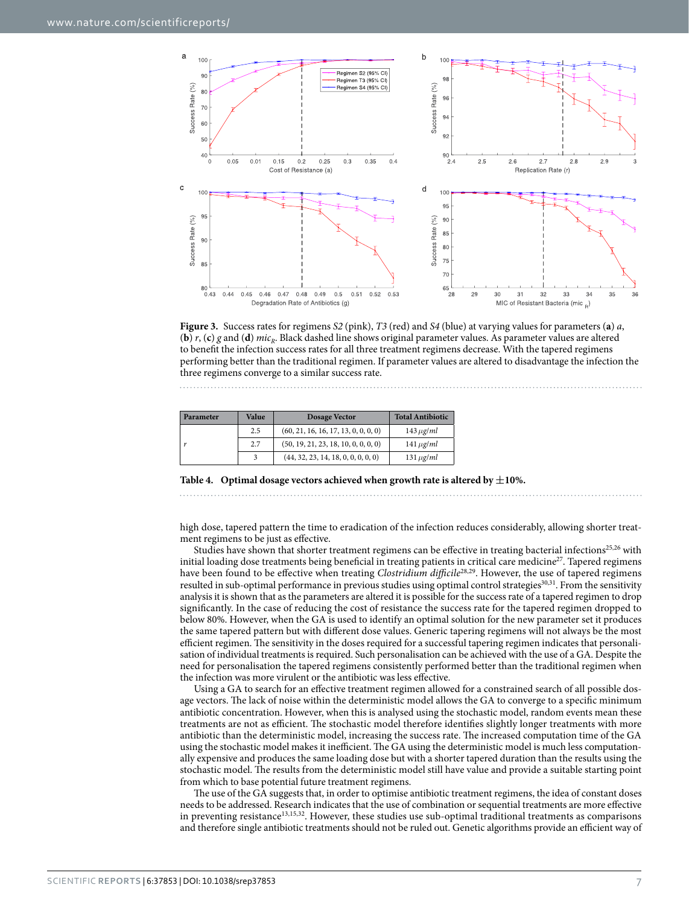**Figure 3.** Success rates for regimens *S2* (pink), *T3* (red) and *S4* (blue) at varying values for parameters (**a**) *a*, (**b**) *r*, (**c**) *g* and (**d**) $mic_R$. Black dashed line shows original parameter values. As parameter values are altered to benefit the infection success rates for all three treatment regimens decrease. With the tapered regimens performing better than the traditional regimen. If parameter values are altered to disadvantage the infection the three regimens converge to a similar success rate.

| Parameter | Value | Dosage Vector | Total Antibiotic |
|---|---|---|---|
| *r* | 2.5 | (60, 21, 16, 16, 17, 13, 0, 0, 0, 0) | 143 $\mu g/ml$ |
| | 2.7 | (50, 19, 21, 23, 18, 10, 0, 0, 0, 0) | 141 $\mu g/ml$ |
| | 3 | (44, 32, 23, 14, 18, 0, 0, 0, 0, 0) | 131 $\mu g/ml$ |

**Table 4. Optimal dosage vectors achieved when growth rate is altered by ±10%.**

high dose, tapered pattern the time to eradication of the infection reduces considerably, allowing shorter treatment regimens to be just as effective.

Studies have shown that shorter treatment regimens can be effective in treating bacterial infections[25,26] with initial loading dose treatments being beneficial in treating patients in critical care medicine[27]. Tapered regimens have been found to be effective when treating *Clostridium difficile*[28,29]. However, the use of tapered regimens resulted in sub-optimal performance in previous studies using optimal control strategies[30,31]. From the sensitivity analysis it is shown that as the parameters are altered it is possible for the success rate of a tapered regimen to drop significantly. In the case of reducing the cost of resistance the success rate for the tapered regimen dropped to below 80%. However, when the GA is used to identify an optimal solution for the new parameter set it produces the same tapered pattern but with different dose values. Generic tapering regimens will not always be the most efficient regimen. The sensitivity in the doses required for a successful tapering regimen indicates that personalisation of individual treatments is required. Such personalisation can be achieved with the use of a GA. Despite the need for personalisation the tapered regimens consistently performed better than the traditional regimen when the infection was more virulent or the antibiotic was less effective.

Using a GA to search for an effective treatment regimen allowed for a constrained search of all possible dosage vectors. The lack of noise within the deterministic model allows the GA to converge to a specific minimum antibiotic concentration. However, when this is analysed using the stochastic model, random events mean these treatments are not as efficient. The stochastic model therefore identifies slightly longer treatments with more antibiotic than the deterministic model, increasing the success rate. The increased computation time of the GA using the stochastic model makes it inefficient. The GA using the deterministic model is much less computationally expensive and produces the same loading dose but with a shorter tapered duration than the results using the stochastic model. The results from the deterministic model still have value and provide a suitable starting point from which to base potential future treatment regimens.

The use of the GA suggests that, in order to optimise antibiotic treatment regimens, the idea of constant doses needs to be addressed. Research indicates that the use of combination or sequential treatments are more effective in preventing resistance[13,15,32]. However, these studies use sub-optimal traditional treatments as comparisons and therefore single antibiotic treatments should not be ruled out. Genetic algorithms provide an efficient way of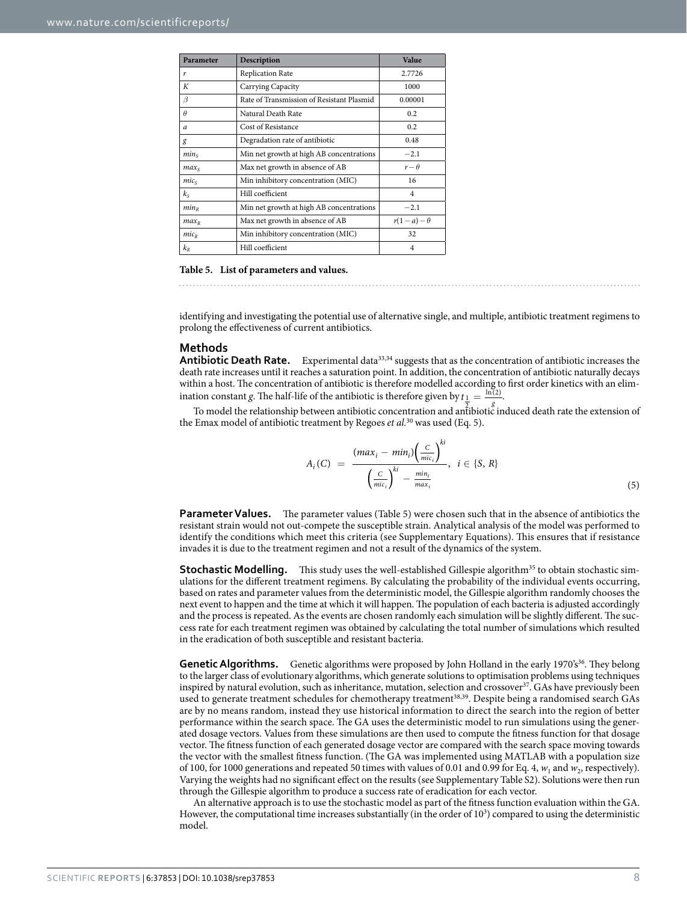| Parameter | Description | Value |
|---|---|---|
| $r$ | Replication Rate | 2.7726 |
| $K$ | Carrying Capacity | 1000 |
| $\beta$ | Rate of Transmission of Resistant Plasmid | 0.00001 |
| $\theta$ | Natural Death Rate | 0.2 |
| $a$ | Cost of Resistance | 0.2 |
| $g$ | Degradation rate of antibiotic | 0.48 |
| $min_S$ | Min net growth at high AB concentrations | $-2.1$ |
| $max_S$ | Max net growth in absence of AB | $r-\theta$ |
| $mic_S$ | Min inhibitory concentration (MIC) | 16 |
| $k_S$ | Hill coefficient | 4 |
| $min_R$ | Min net growth at high AB concentrations | $-2.1$ |
| $max_R$ | Max net growth in absence of AB | $r(1-a)-\theta$ |
| $mic_R$ | Min inhibitory concentration (MIC) | 32 |
| $k_R$ | Hill coefficient | 4 |

**Table 5. List of parameters and values.**

identifying and investigating the potential use of alternative single, and multiple, antibiotic treatment regimens to prolong the effectiveness of current antibiotics.

## Methods

**Antibiotic Death Rate.** Experimental data[33,34] suggests that as the concentration of antibiotic increases the death rate increases until it reaches a saturation point. In addition, the concentration of antibiotic naturally decays within a host. The concentration of antibiotic is therefore modelled according to first order kinetics with an elimination constant $g$. The half-life of the antibiotic is therefore given by $t_{\frac{1}{2}} = \frac{\ln(2)}{g}$.

To model the relationship between antibiotic concentration and antibiotic induced death rate the extension of the Emax model of antibiotic treatment by Regoes *et al.*[30] was used (Eq. 5).

$$A_i(C) = \frac{(max_i - min_i)\left(\frac{C}{mic_i}\right)^{ki}}{\left(\frac{C}{mic_i}\right)^{ki} - \frac{min_i}{max_i}}, \quad i \in \{S, R\} \tag{5}$$

**Parameter Values.** The parameter values (Table 5) were chosen such that in the absence of antibiotics the resistant strain would not out-compete the susceptible strain. Analytical analysis of the model was performed to identify the conditions which meet this criteria (see Supplementary Equations). This ensures that if resistance invades it is due to the treatment regimen and not a result of the dynamics of the system.

**Stochastic Modelling.** This study uses the well-established Gillespie algorithm[35] to obtain stochastic simulations for the different treatment regimens. By calculating the probability of the individual events occurring, based on rates and parameter values from the deterministic model, the Gillespie algorithm randomly chooses the next event to happen and the time at which it will happen. The population of each bacteria is adjusted accordingly and the process is repeated. As the events are chosen randomly each simulation will be slightly different. The success rate for each treatment regimen was obtained by calculating the total number of simulations which resulted in the eradication of both susceptible and resistant bacteria.

**Genetic Algorithms.** Genetic algorithms were proposed by John Holland in the early 1970's[36]. They belong to the larger class of evolutionary algorithms, which generate solutions to optimisation problems using techniques inspired by natural evolution, such as inheritance, mutation, selection and crossover[37]. GAs have previously been used to generate treatment schedules for chemotherapy treatment[38,39]. Despite being a randomised search GAs are by no means random, instead they use historical information to direct the search into the region of better performance within the search space. The GA uses the deterministic model to run simulations using the generated dosage vectors. Values from these simulations are then used to compute the fitness function for that dosage vector. The fitness function of each generated dosage vector are compared with the search space moving towards the vector with the smallest fitness function. (The GA was implemented using MATLAB with a population size of 100, for 1000 generations and repeated 50 times with values of 0.01 and 0.99 for Eq. 4, $w_1$ and $w_2$, respectively). Varying the weights had no significant effect on the results (see Supplementary Table S2). Solutions were then run through the Gillespie algorithm to produce a success rate of eradication for each vector.

An alternative approach is to use the stochastic model as part of the fitness function evaluation within the GA. However, the computational time increases substantially (in the order of $10^3$) compared to using the deterministic model.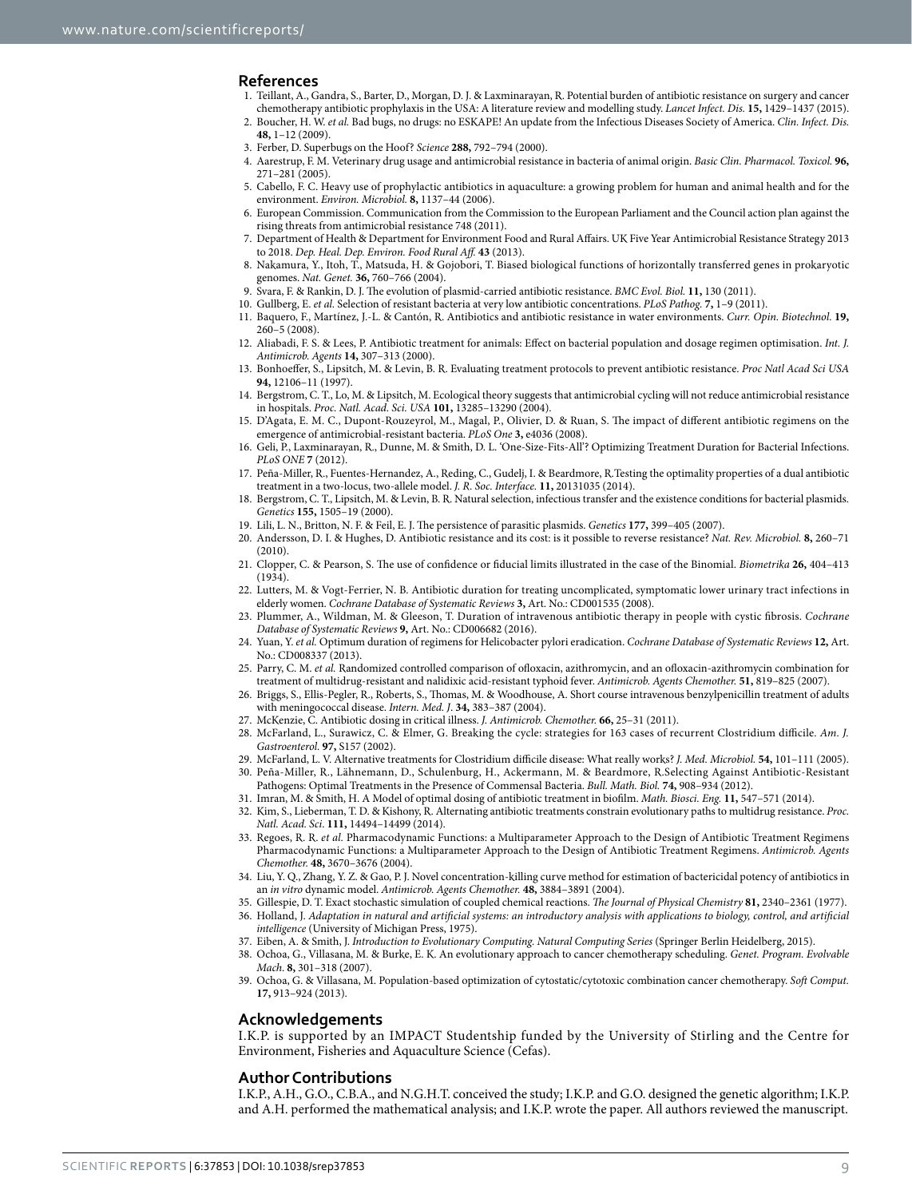## References

1. Teillant, A., Gandra, S., Barter, D., Morgan, D. J. & Laxminarayan, R. Potential burden of antibiotic resistance on surgery and cancer chemotherapy antibiotic prophylaxis in the USA: A literature review and modelling study. *Lancet Infect. Dis.* **15,** 1429–1437 (2015).
2. Boucher, H. W. *et al.* Bad bugs, no drugs: no ESKAPE! An update from the Infectious Diseases Society of America. *Clin. Infect. Dis.* **48,** 1–12 (2009).
3. Ferber, D. Superbugs on the Hoof? *Science* **288,** 792–794 (2000).
4. Aarestrup, F. M. Veterinary drug usage and antimicrobial resistance in bacteria of animal origin. *Basic Clin. Pharmacol. Toxicol.* **96,** 271–281 (2005).
5. Cabello, F. C. Heavy use of prophylactic antibiotics in aquaculture: a growing problem for human and animal health and for the environment. *Environ. Microbiol.* **8,** 1137–44 (2006).
6. European Commission. Communication from the Commission to the European Parliament and the Council action plan against the rising threats from antimicrobial resistance 748 (2011).
7. Department of Health & Department for Environment Food and Rural Affairs. UK Five Year Antimicrobial Resistance Strategy 2013 to 2018. *Dep. Heal. Dep. Environ. Food Rural Aff.* **43** (2013).
8. Nakamura, Y., Itoh, T., Matsuda, H. & Gojobori, T. Biased biological functions of horizontally transferred genes in prokaryotic genomes. *Nat. Genet.* **36,** 760–766 (2004).
9. Svara, F. & Rankin, D. J. The evolution of plasmid-carried antibiotic resistance. *BMC Evol. Biol.* **11,** 130 (2011).
10. Gullberg, E. *et al.* Selection of resistant bacteria at very low antibiotic concentrations. *PLoS Pathog.* **7,** 1–9 (2011).
11. Baquero, F., Martínez, J.-L. & Cantón, R. Antibiotics and antibiotic resistance in water environments. *Curr. Opin. Biotechnol.* **19,** 260–5 (2008).
12. Aliabadi, F. S. & Lees, P. Antibiotic treatment for animals: Effect on bacterial population and dosage regimen optimisation. *Int. J. Antimicrob. Agents* **14,** 307–313 (2000).
13. Bonhoeffer, S., Lipsitch, M. & Levin, B. R. Evaluating treatment protocols to prevent antibiotic resistance. *Proc Natl Acad Sci USA* **94,** 12106–11 (1997).
14. Bergstrom, C. T., Lo, M. & Lipsitch, M. Ecological theory suggests that antimicrobial cycling will not reduce antimicrobial resistance in hospitals. *Proc. Natl. Acad. Sci. USA* **101,** 13285–13290 (2004).
15. D'Agata, E. M. C., Dupont-Rouzeyrol, M., Magal, P., Olivier, D. & Ruan, S. The impact of different antibiotic regimens on the emergence of antimicrobial-resistant bacteria. *PLoS One* **3,** e4036 (2008).
16. Geli, P., Laxminarayan, R., Dunne, M. & Smith, D. L. 'One-Size-Fits-All'? Optimizing Treatment Duration for Bacterial Infections. *PLoS ONE* **7** (2012).
17. Peña-Miller, R., Fuentes-Hernandez, A., Reding, C., Gudelj, I. & Beardmore, R.Testing the optimality properties of a dual antibiotic treatment in a two-locus, two-allele model. *J. R. Soc. Interface.* **11,** 20131035 (2014).
18. Bergstrom, C. T., Lipsitch, M. & Levin, B. R. Natural selection, infectious transfer and the existence conditions for bacterial plasmids. *Genetics* **155,** 1505–19 (2000).
19. Lili, L. N., Britton, N. F. & Feil, E. J. The persistence of parasitic plasmids. *Genetics* **177,** 399–405 (2007).
20. Andersson, D. I. & Hughes, D. Antibiotic resistance and its cost: is it possible to reverse resistance? *Nat. Rev. Microbiol.* **8,** 260–71 (2010).
21. Clopper, C. & Pearson, S. The use of confidence or fiducial limits illustrated in the case of the Binomial. *Biometrika* **26,** 404–413 (1934).
22. Lutters, M. & Vogt-Ferrier, N. B. Antibiotic duration for treating uncomplicated, symptomatic lower urinary tract infections in elderly women. *Cochrane Database of Systematic Reviews* **3,** Art. No.: CD001535 (2008).
23. Plummer, A., Wildman, M. & Gleeson, T. Duration of intravenous antibiotic therapy in people with cystic fibrosis. *Cochrane Database of Systematic Reviews* **9,** Art. No.: CD006682 (2016).
24. Yuan, Y. *et al.* Optimum duration of regimens for Helicobacter pylori eradication. *Cochrane Database of Systematic Reviews* **12,** Art. No.: CD008337 (2013).
25. Parry, C. M. *et al.* Randomized controlled comparison of ofloxacin, azithromycin, and an ofloxacin-azithromycin combination for treatment of multidrug-resistant and nalidixic acid-resistant typhoid fever. *Antimicrob. Agents Chemother.* **51,** 819–825 (2007).
26. Briggs, S., Ellis-Pegler, R., Roberts, S., Thomas, M. & Woodhouse, A. Short course intravenous benzylpenicillin treatment of adults with meningococcal disease. *Intern. Med. J.* **34,** 383–387 (2004).
27. McKenzie, C. Antibiotic dosing in critical illness. *J. Antimicrob. Chemother.* **66,** 25–31 (2011).
28. McFarland, L., Surawicz, C. & Elmer, G. Breaking the cycle: strategies for 163 cases of recurrent Clostridium difficile. *Am. J. Gastroenterol.* **97,** S157 (2002).
29. McFarland, L. V. Alternative treatments for Clostridium difficile disease: What really works? *J. Med. Microbiol.* **54,** 101–111 (2005).
30. Peña-Miller, R., Lähnemann, D., Schulenburg, H., Ackermann, M. & Beardmore, R.Selecting Against Antibiotic-Resistant Pathogens: Optimal Treatments in the Presence of Commensal Bacteria. *Bull. Math. Biol.* **74,** 908–934 (2012).
31. Imran, M. & Smith, H. A Model of optimal dosing of antibiotic treatment in biofilm. *Math. Biosci. Eng.* **11,** 547–571 (2014).
32. Kim, S., Lieberman, T. D. & Kishony, R. Alternating antibiotic treatments constrain evolutionary paths to multidrug resistance. *Proc. Natl. Acad. Sci.* **111,** 14494–14499 (2014).
33. Regoes, R. R. *et al.* Pharmacodynamic Functions: a Multiparameter Approach to the Design of Antibiotic Treatment Regimens Pharmacodynamic Functions: a Multiparameter Approach to the Design of Antibiotic Treatment Regimens. *Antimicrob. Agents Chemother.* **48,** 3670–3676 (2004).
34. Liu, Y. Q., Zhang, Y. Z. & Gao, P. J. Novel concentration-killing curve method for estimation of bactericidal potency of antibiotics in an *in vitro* dynamic model. *Antimicrob. Agents Chemother.* **48,** 3884–3891 (2004).
35. Gillespie, D. T. Exact stochastic simulation of coupled chemical reactions. *The Journal of Physical Chemistry* **81,** 2340–2361 (1977).
36. Holland, J. *Adaptation in natural and artificial systems: an introductory analysis with applications to biology, control, and artificial intelligence* (University of Michigan Press, 1975).
37. Eiben, A. & Smith, J. *Introduction to Evolutionary Computing. Natural Computing Series* (Springer Berlin Heidelberg, 2015).
38. Ochoa, G., Villasana, M. & Burke, E. K. An evolutionary approach to cancer chemotherapy scheduling. *Genet. Program. Evolvable Mach.* **8,** 301–318 (2007).
39. Ochoa, G. & Villasana, M. Population-based optimization of cytostatic/cytotoxic combination cancer chemotherapy. *Soft Comput.* **17,** 913–924 (2013).

## Acknowledgements

I.K.P. is supported by an IMPACT Studentship funded by the University of Stirling and the Centre for Environment, Fisheries and Aquaculture Science (Cefas).

## Author Contributions

I.K.P., A.H., G.O., C.B.A., and N.G.H.T. conceived the study; I.K.P. and G.O. designed the genetic algorithm; I.K.P. and A.H. performed the mathematical analysis; and I.K.P. wrote the paper. All authors reviewed the manuscript.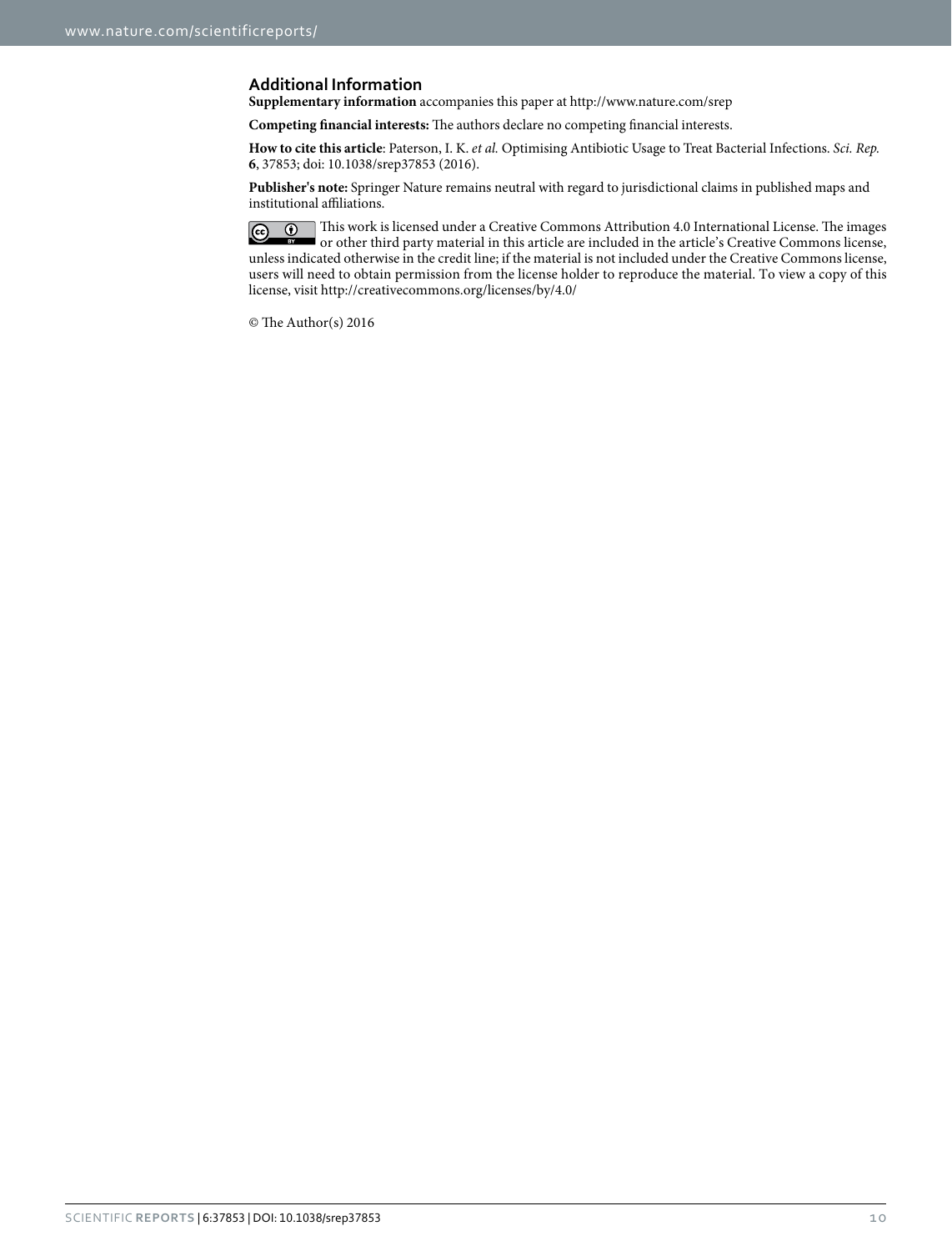## Additional Information

**Supplementary information** accompanies this paper at http://www.nature.com/srep

**Competing financial interests:** The authors declare no competing financial interests.

**How to cite this article**: Paterson, I. K. *et al.* Optimising Antibiotic Usage to Treat Bacterial Infections. *Sci. Rep.* **6**, 37853; doi: 10.1038/srep37853 (2016).

**Publisher's note:** Springer Nature remains neutral with regard to jurisdictional claims in published maps and institutional affiliations.

This work is licensed under a Creative Commons Attribution 4.0 International License. The images or other third party material in this article are included in the article's Creative Commons license, unless indicated otherwise in the credit line; if the material is not included under the Creative Commons license, users will need to obtain permission from the license holder to reproduce the material. To view a copy of this license, visit http://creativecommons.org/licenses/by/4.0/

© The Author(s) 2016